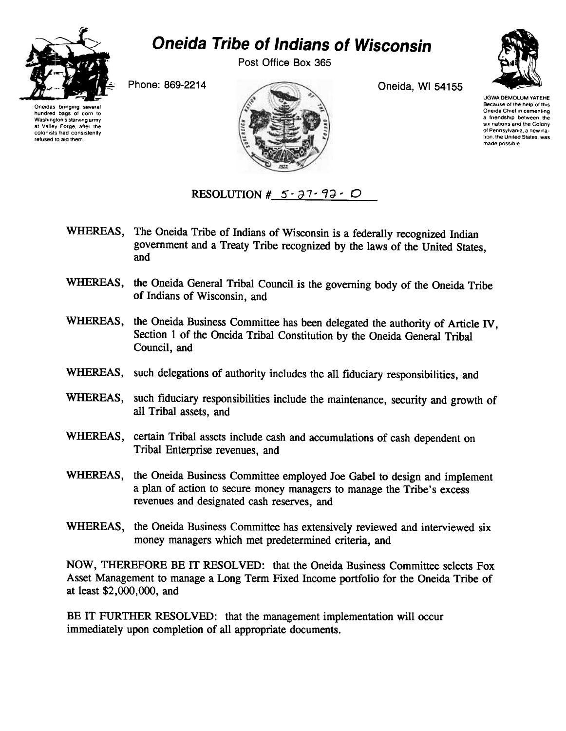# Oneida Tribe of Indians of Wisconsin

Post Office Box 365

Phone: 869-2214

Oneida, WI 54155

Oneidas bringing several hundred bags of corn to Washington's starving army at Valley Forge, after the colonists had consistently refused to aid them

UGWA DEMOLUM YATEHE
Because of the help of this Oneida Chief in cementing a friendship between the six nations and the Colony of Pennsylvania, a new nation, the United States, was made possible.

RESOLUTION # 5-27-92-D

WHEREAS, The Oneida Tribe of Indians of Wisconsin is a federally recognized Indian government and a Treaty Tribe recognized by the laws of the United States, and

WHEREAS, the Oneida General Tribal Council is the governing body of the Oneida Tribe of Indians of Wisconsin, and

WHEREAS, the Oneida Business Committee has been delegated the authority of Article IV, Section 1 of the Oneida Tribal Constitution by the Oneida General Tribal Council, and

WHEREAS, such delegations of authority includes the all fiduciary responsibilities, and

WHEREAS, such fiduciary responsibilities include the maintenance, security and growth of all Tribal assets, and

WHEREAS, certain Tribal assets include cash and accumulations of cash dependent on Tribal Enterprise revenues, and

WHEREAS, the Oneida Business Committee employed Joe Gabel to design and implement a plan of action to secure money managers to manage the Tribe's excess revenues and designated cash reserves, and

WHEREAS, the Oneida Business Committee has extensively reviewed and interviewed six money managers which met predetermined criteria, and

NOW, THEREFORE BE IT RESOLVED: that the Oneida Business Committee selects Fox Asset Management to manage a Long Term Fixed Income portfolio for the Oneida Tribe of at least $2,000,000, and

BE IT FURTHER RESOLVED: that the management implementation will occur immediately upon completion of all appropriate documents.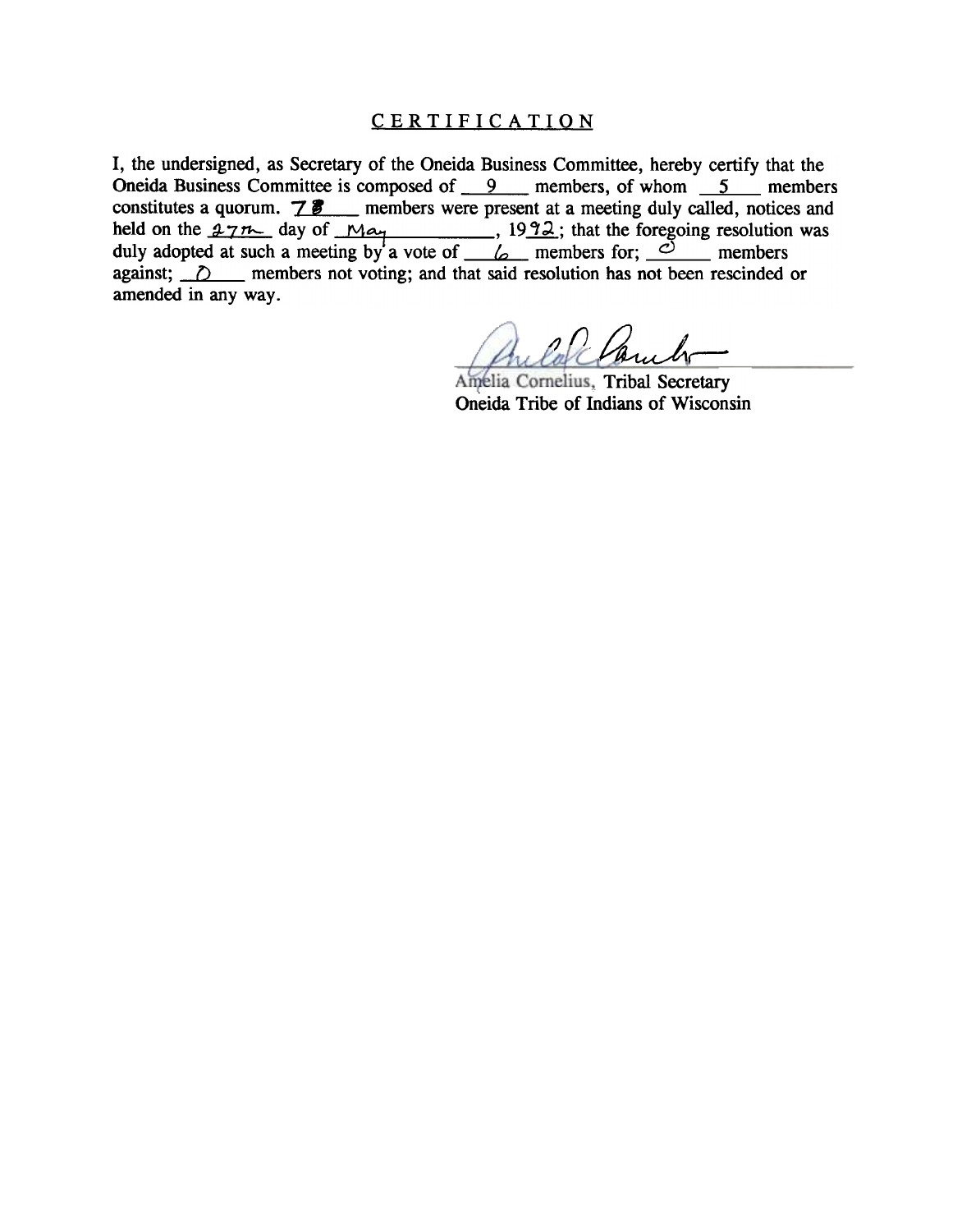# CERTIFICATION

I, the undersigned, as Secretary of the Oneida Business Committee, hereby certify that the Oneida Business Committee is composed of 9 members, of whom 5 members constitutes a quorum. 78 members were present at a meeting duly called, notices and held on the 27th day of May, 1992; that the foregoing resolution was duly adopted at such a meeting by a vote of 6 members for; 0 members against; 0 members not voting; and that said resolution has not been rescinded or amended in any way.

Amelia Cornelius, Tribal Secretary
Oneida Tribe of Indians of Wisconsin